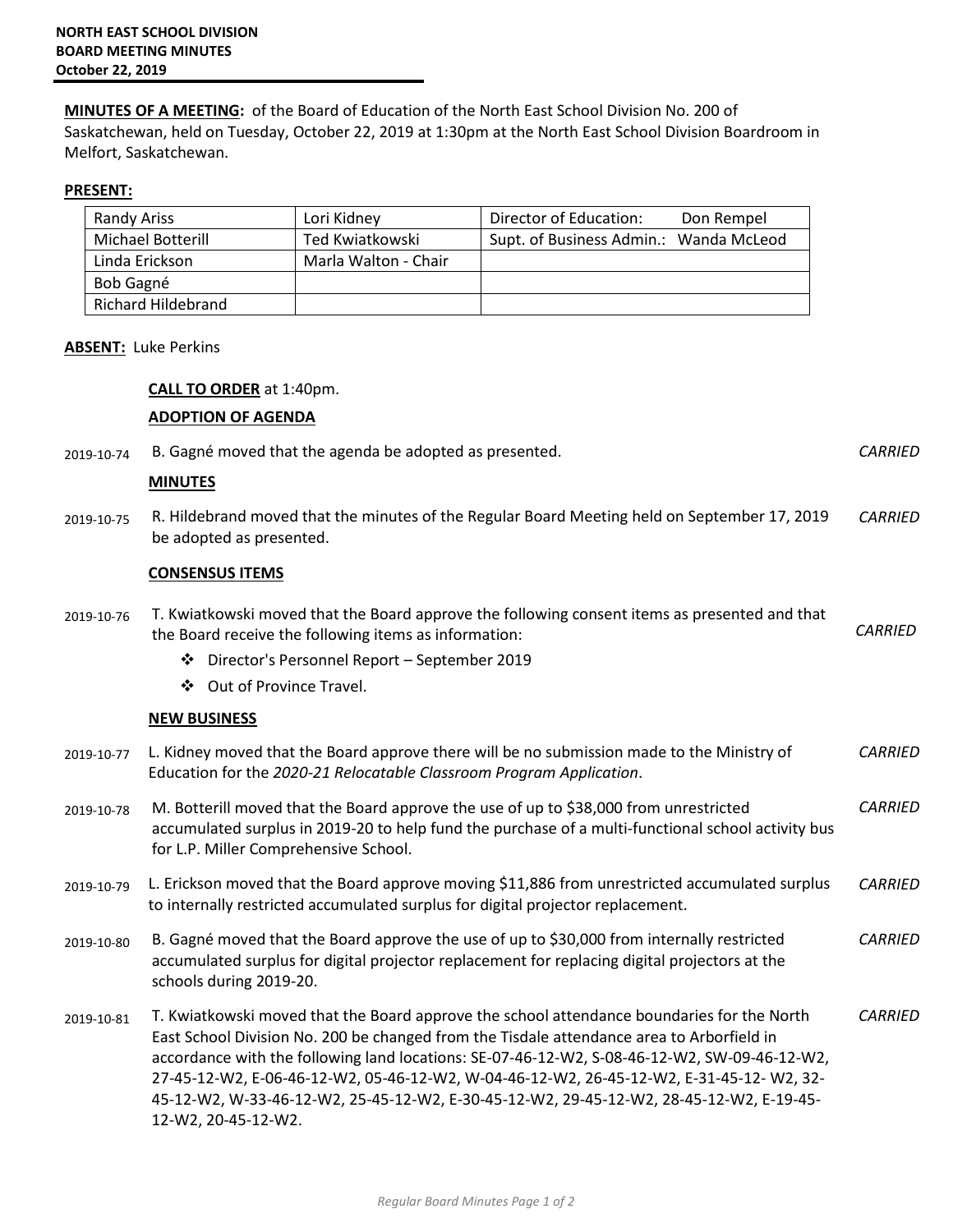**NORTH EAST SCHOOL DIVISION**
**BOARD MEETING MINUTES**
**October 22, 2019**

**MINUTES OF A MEETING:** of the Board of Education of the North East School Division No. 200 of Saskatchewan, held on Tuesday, October 22, 2019 at 1:30pm at the North East School Division Boardroom in Melfort, Saskatchewan.

**PRESENT:**

| | | |
|---|---|---|
| Randy Ariss | Lori Kidney | Director of Education: Don Rempel |
| Michael Botterill | Ted Kwiatkowski | Supt. of Business Admin.: Wanda McLeod |
| Linda Erickson | Marla Walton - Chair | |
| Bob Gagné | | |
| Richard Hildebrand | | |

**ABSENT:** Luke Perkins

**CALL TO ORDER** at 1:40pm.

**ADOPTION OF AGENDA**

2019-10-74 B. Gagné moved that the agenda be adopted as presented. *CARRIED*

**MINUTES**

2019-10-75 R. Hildebrand moved that the minutes of the Regular Board Meeting held on September 17, 2019 be adopted as presented. *CARRIED*

**CONSENSUS ITEMS**

2019-10-76 T. Kwiatkowski moved that the Board approve the following consent items as presented and that the Board receive the following items as information: *CARRIED*

- Director's Personnel Report – September 2019
- Out of Province Travel.

**NEW BUSINESS**

2019-10-77 L. Kidney moved that the Board approve there will be no submission made to the Ministry of Education for the *2020-21 Relocatable Classroom Program Application*. *CARRIED*

2019-10-78 M. Botterill moved that the Board approve the use of up to $38,000 from unrestricted accumulated surplus in 2019-20 to help fund the purchase of a multi-functional school activity bus for L.P. Miller Comprehensive School. *CARRIED*

2019-10-79 L. Erickson moved that the Board approve moving $11,886 from unrestricted accumulated surplus to internally restricted accumulated surplus for digital projector replacement. *CARRIED*

2019-10-80 B. Gagné moved that the Board approve the use of up to $30,000 from internally restricted accumulated surplus for digital projector replacement for replacing digital projectors at the schools during 2019-20. *CARRIED*

2019-10-81 T. Kwiatkowski moved that the Board approve the school attendance boundaries for the North East School Division No. 200 be changed from the Tisdale attendance area to Arborfield in accordance with the following land locations: SE-07-46-12-W2, S-08-46-12-W2, SW-09-46-12-W2, 27-45-12-W2, E-06-46-12-W2, 05-46-12-W2, W-04-46-12-W2, 26-45-12-W2, E-31-45-12- W2, 32-45-12-W2, W-33-46-12-W2, 25-45-12-W2, E-30-45-12-W2, 29-45-12-W2, 28-45-12-W2, E-19-45-12-W2, 20-45-12-W2. *CARRIED*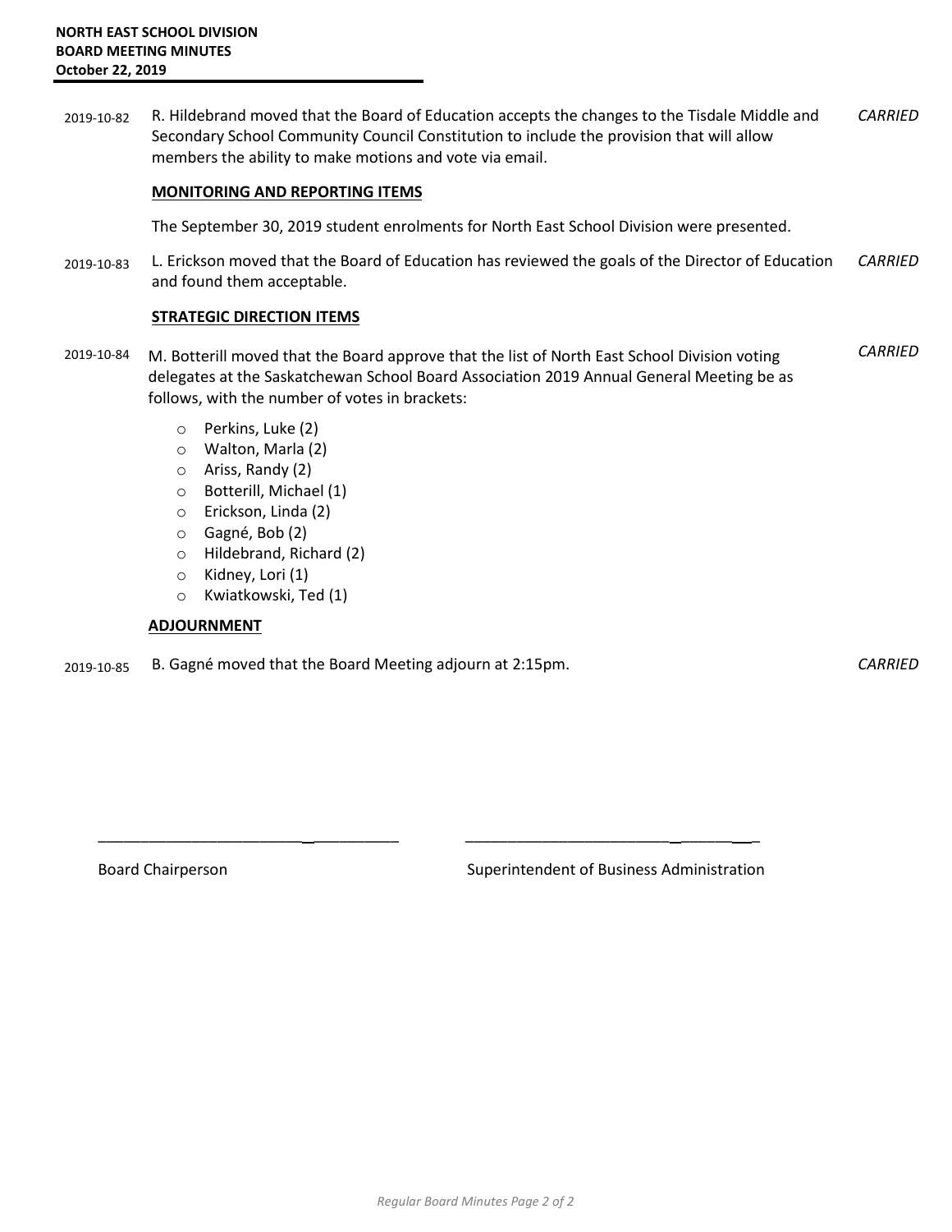2019-10-82 R. Hildebrand moved that the Board of Education accepts the changes to the Tisdale Middle and Secondary School Community Council Constitution to include the provision that will allow members the ability to make motions and vote via email. *CARRIED*

**MONITORING AND REPORTING ITEMS**

The September 30, 2019 student enrolments for North East School Division were presented.

2019-10-83 L. Erickson moved that the Board of Education has reviewed the goals of the Director of Education and found them acceptable. *CARRIED*

**STRATEGIC DIRECTION ITEMS**

2019-10-84 M. Botterill moved that the Board approve that the list of North East School Division voting delegates at the Saskatchewan School Board Association 2019 Annual General Meeting be as follows, with the number of votes in brackets: *CARRIED*

- Perkins, Luke (2)
- Walton, Marla (2)
- Ariss, Randy (2)
- Botterill, Michael (1)
- Erickson, Linda (2)
- Gagné, Bob (2)
- Hildebrand, Richard (2)
- Kidney, Lori (1)
- Kwiatkowski, Ted (1)

**ADJOURNMENT**

2019-10-85 B. Gagné moved that the Board Meeting adjourn at 2:15pm. *CARRIED*

___________________________________ ___________________________________

Board Chairperson Superintendent of Business Administration